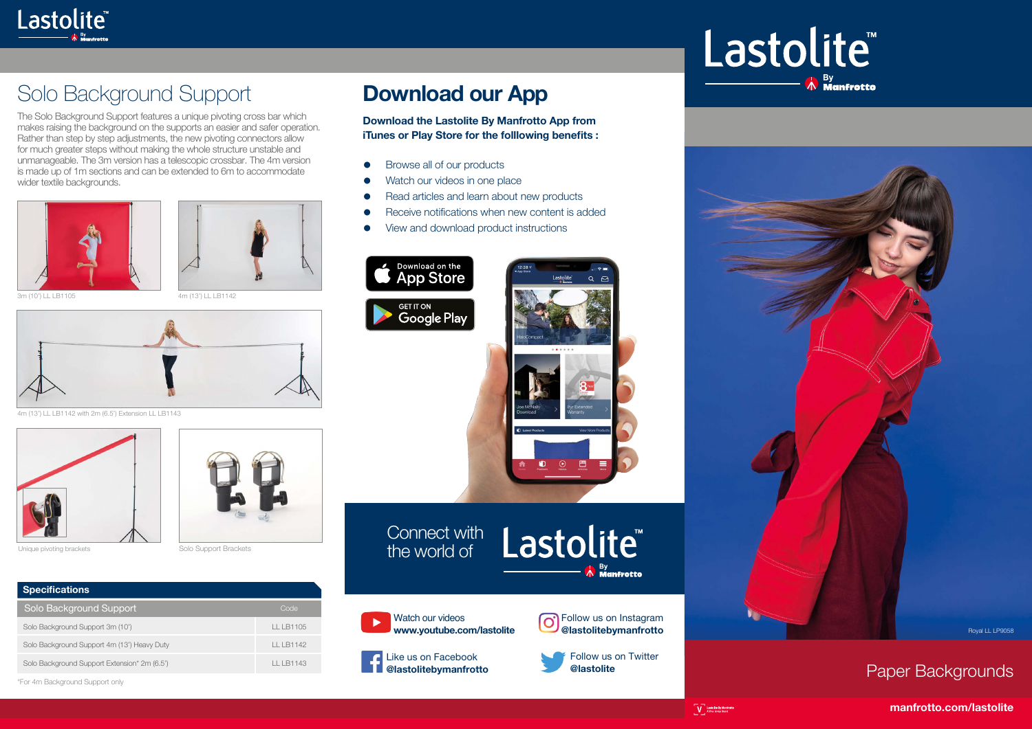# Solo Background Support

The Solo Background Support features a unique pivoting cross bar which makes raising the background on the supports an easier and safer operation. Rather than step by step adjustments, the new pivoting connectors allow for much greater steps without making the whole structure unstable and unmanageable. The 3m version has a telescopic crossbar. The 4m version is made up of 1m sections and can be extended to 6m to accommodate wider textile backgrounds.

3m (10') LL LB1105

4m (13') LL LB1142

4m (13') LL LB1142 with 2m (6.5') Extension LL LB1143

Unique pivoting brackets

Solo Support Brackets

## Specifications

| Solo Background Support | Code |
|---|---|
| Solo Background Support 3m (10') | LL LB1105 |
| Solo Background Support 4m (13') Heavy Duty | LL LB1142 |
| Solo Background Support Extension* 2m (6.5') | LL LB1143 |

*For 4m Background Support only

# Download our App

**Download the Lastolite By Manfrotto App from iTunes or Play Store for the folllowing benefits :**

- Browse all of our products
- Watch our videos in one place
- Read articles and learn about new products
- Receive notifications when new content is added
- View and download product instructions

Download on the App Store

GET IT ON Google Play

Connect with the world of Lastolite™ By Manfrotto

Watch our videos **www.youtube.com/lastolite**

Follow us on Instagram **@lastolitebymanfrotto**

Like us on Facebook **@lastolitebymanfrotto**

Follow us on Twitter **@lastolite**

Lastolite™ By Manfrotto

Royal LL LP9058

Paper Backgrounds

**manfrotto.com/lastolite**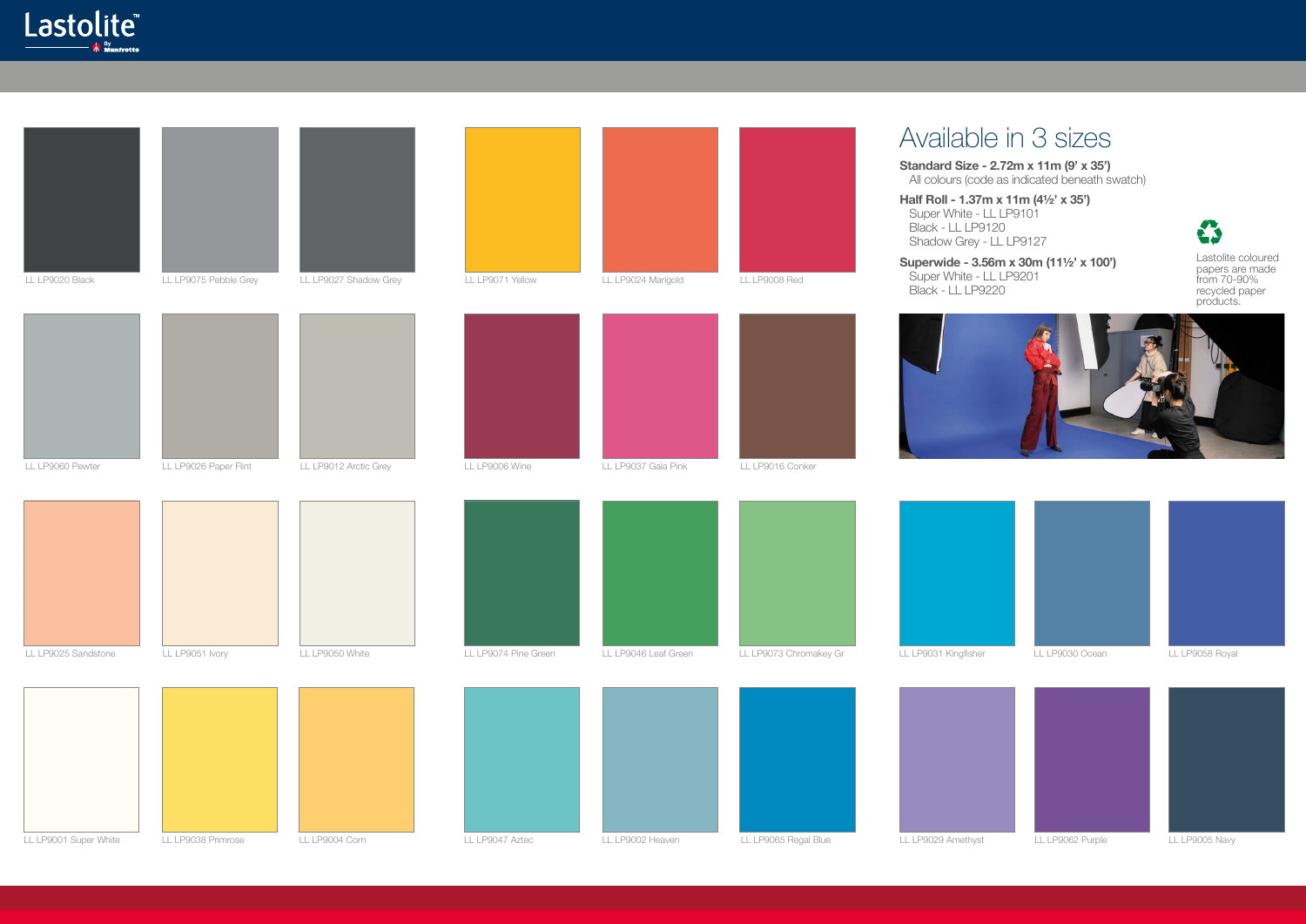Lastolite™ By Manfrotto

LL LP9020 Black

LL LP9075 Pebble Grey

LL LP9027 Shadow Grey

LL LP9071 Yellow

LL LP9024 Marigold

LL LP9008 Red

LL LP9060 Pewter

LL LP9026 Paper Flint

LL LP9012 Arctic Grey

LL LP9006 Wine

LL LP9037 Gala Pink

LL LP9016 Conker

LL LP9025 Sandstone

LL LP9051 Ivory

LL LP9050 White

LL LP9074 Pine Green

LL LP9046 Leaf Green

LL LP9073 Chromakey Gr

LL LP9001 Super White

LL LP9038 Primrose

LL LP9004 Corn

LL LP9047 Aztec

LL LP9002 Heaven

LL LP9065 Regal Blue

# Available in 3 sizes

**Standard Size - 2.72m x 11m (9' x 35')**
All colours (code as indicated beneath swatch)

**Half Roll - 1.37m x 11m (4½' x 35')**
Super White - LL LP9101
Black - LL LP9120
Shadow Grey - LL LP9127

**Superwide - 3.56m x 30m (11½' x 100')**
Super White - LL LP9201
Black - LL LP9220

Lastolite coloured papers are made from 70-90% recycled paper products.

LL LP9031 Kingfisher

LL LP9030 Ocean

LL LP9058 Royal

LL LP9029 Amethyst

LL LP9062 Purple

LL LP9005 Navy